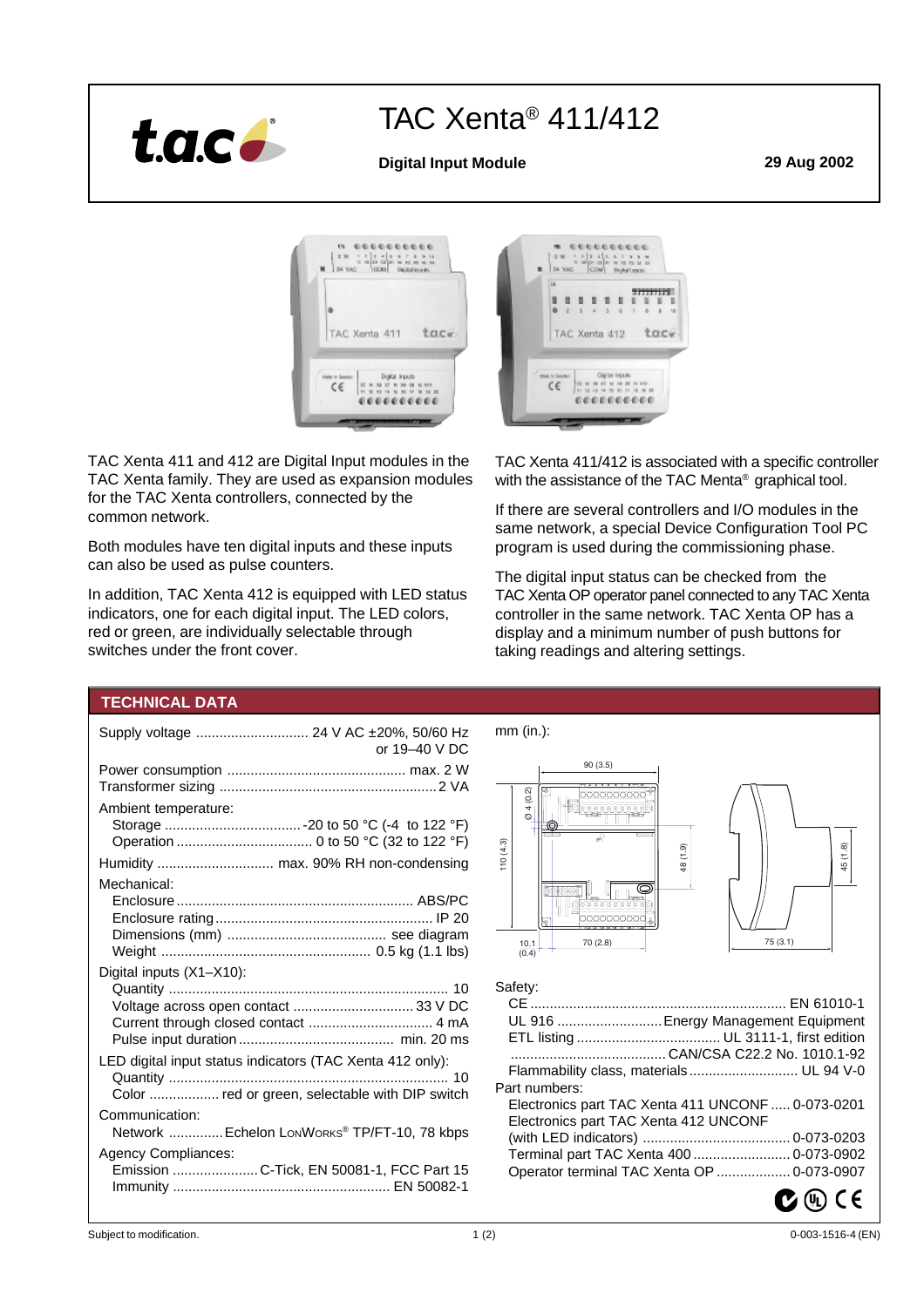# TAC Xenta® 411/412

**Digital Input Module** **29 Aug 2002**

TAC Xenta 411 and 412 are Digital Input modules in the TAC Xenta family. They are used as expansion modules for the TAC Xenta controllers, connected by the common network.

Both modules have ten digital inputs and these inputs can also be used as pulse counters.

In addition, TAC Xenta 412 is equipped with LED status indicators, one for each digital input. The LED colors, red or green, are individually selectable through switches under the front cover.

TAC Xenta 411/412 is associated with a specific controller with the assistance of the TAC Menta® graphical tool.

If there are several controllers and I/O modules in the same network, a special Device Configuration Tool PC program is used during the commissioning phase.

The digital input status can be checked from the TAC Xenta OP operator panel connected to any TAC Xenta controller in the same network. TAC Xenta OP has a display and a minimum number of push buttons for taking readings and altering settings.

## TECHNICAL DATA

Supply voltage ............................ 24 V AC ±20%, 50/60 Hz or 19–40 V DC

Power consumption ............................................. max. 2 W
Transformer sizing ....................................................... 2 VA

Ambient temperature:
- Storage .................................. -20 to 50 °C (-4 to 122 °F)
- Operation .................................. 0 to 50 °C (32 to 122 °F)

Humidity ............................. max. 90% RH non-condensing

Mechanical:
- Enclosure ............................................................ ABS/PC
- Enclosure rating ....................................................... IP 20
- Dimensions (mm) ......................................... see diagram
- Weight ..................................................... 0.5 kg (1.1 lbs)

Digital inputs (X1–X10):
- Quantity ....................................................................... 10
- Voltage across open contact ............................... 33 V DC
- Current through closed contact ............................... 4 mA
- Pulse input duration ....................................... min. 20 ms

LED digital input status indicators (TAC Xenta 412 only):
- Quantity ....................................................................... 10
- Color .................. red or green, selectable with DIP switch

Communication:
- Network .............Echelon LonWorks® TP/FT-10, 78 kbps

Agency Compliances:
- Emission ...................... C-Tick, EN 50081-1, FCC Part 15
- Immunity ....................................................... EN 50082-1

mm (in.):

90 (3.5) · Ø 4 (0.2) · 110 (4.3) · 48 (1.9) · 45 (1.8) · 10.1 (0.4) · 70 (2.8) · 75 (3.1)

Safety:
- CE ................................................................. EN 61010-1
- UL 916 ........................... Energy Management Equipment
- ETL listing .................................... UL 3111-1, first edition
- ........................................ CAN/CSA C22.2 No. 1010.1-92
- Flammability class, materials ............................ UL 94 V-0

Part numbers:
- Electronics part TAC Xenta 411 UNCONF ..... 0-073-0201
- Electronics part TAC Xenta 412 UNCONF (with LED indicators) ...................................... 0-073-0203
- Terminal part TAC Xenta 400 ......................... 0-073-0902
- Operator terminal TAC Xenta OP ................... 0-073-0907

Subject to modification.

0-003-1516-4 (EN)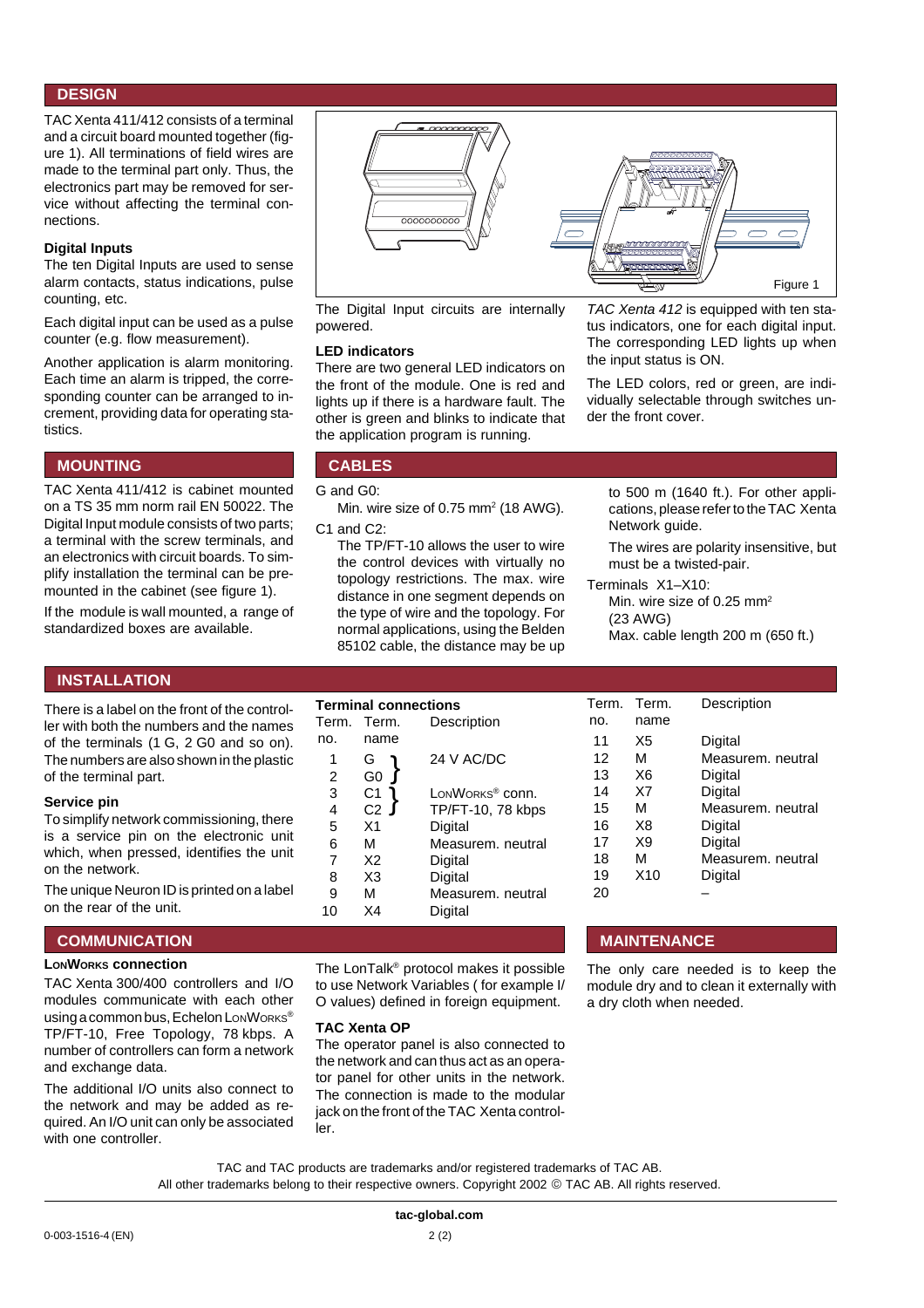## DESIGN

TAC Xenta 411/412 consists of a terminal and a circuit board mounted together (figure 1). All terminations of field wires are made to the terminal part only. Thus, the electronics part may be removed for service without affecting the terminal connections.

Figure 1

### Digital Inputs

The ten Digital Inputs are used to sense alarm contacts, status indications, pulse counting, etc.

Each digital input can be used as a pulse counter (e.g. flow measurement).

Another application is alarm monitoring. Each time an alarm is tripped, the corresponding counter can be arranged to increment, providing data for operating statistics.

The Digital Input circuits are internally powered.

### LED indicators

There are two general LED indicators on the front of the module. One is red and lights up if there is a hardware fault. The other is green and blinks to indicate that the application program is running.

*TAC Xenta 412* is equipped with ten status indicators, one for each digital input. The corresponding LED lights up when the input status is ON.

The LED colors, red or green, are individually selectable through switches under the front cover.

## MOUNTING

TAC Xenta 411/412 is cabinet mounted on a TS 35 mm norm rail EN 50022. The Digital Input module consists of two parts; a terminal with the screw terminals, and an electronics with circuit boards. To simplify installation the terminal can be premounted in the cabinet (see figure 1).

If the module is wall mounted, a range of standardized boxes are available.

## CABLES

G and G0:

Min. wire size of 0.75 mm² (18 AWG).

C1 and C2:

The TP/FT-10 allows the user to wire the control devices with virtually no topology restrictions. The max. wire distance in one segment depends on the type of wire and the topology. For normal applications, using the Belden 85102 cable, the distance may be up to 500 m (1640 ft.). For other applications, please refer to the TAC Xenta Network guide.

The wires are polarity insensitive, but must be a twisted-pair.

Terminals X1–X10:

Min. wire size of 0.25 mm² (23 AWG)

Max. cable length 200 m (650 ft.)

## INSTALLATION

There is a label on the front of the controller with both the numbers and the names of the terminals (1 G, 2 G0 and so on). The numbers are also shown in the plastic of the terminal part.

### Service pin

To simplify network commissioning, there is a service pin on the electronic unit which, when pressed, identifies the unit on the network.

The unique Neuron ID is printed on a label on the rear of the unit.

**Terminal connections**

| Term. no. | Term. name | Description |
|---|---|---|
| 1 | G | 24 V AC/DC |
| 2 | G0 | 24 V AC/DC |
| 3 | C1 | LonWorks® conn. TP/FT-10, 78 kbps |
| 4 | C2 | LonWorks® conn. TP/FT-10, 78 kbps |
| 5 | X1 | Digital |
| 6 | M | Measurem. neutral |
| 7 | X2 | Digital |
| 8 | X3 | Digital |
| 9 | M | Measurem. neutral |
| 10 | X4 | Digital |
| 11 | X5 | Digital |
| 12 | M | Measurem. neutral |
| 13 | X6 | Digital |
| 14 | X7 | Digital |
| 15 | M | Measurem. neutral |
| 16 | X8 | Digital |
| 17 | X9 | Digital |
| 18 | M | Measurem. neutral |
| 19 | X10 | Digital |
| 20 | | – |

## COMMUNICATION

### LonWorks connection

TAC Xenta 300/400 controllers and I/O modules communicate with each other using a common bus, Echelon LonWorks® TP/FT-10, Free Topology, 78 kbps. A number of controllers can form a network and exchange data.

The additional I/O units also connect to the network and may be added as required. An I/O unit can only be associated with one controller.

The LonTalk® protocol makes it possible to use Network Variables ( for example I/O values) defined in foreign equipment.

### TAC Xenta OP

The operator panel is also connected to the network and can thus act as an operator panel for other units in the network. The connection is made to the modular jack on the front of the TAC Xenta controller.

## MAINTENANCE

The only care needed is to keep the module dry and to clean it externally with a dry cloth when needed.

TAC and TAC products are trademarks and/or registered trademarks of TAC AB.
All other trademarks belong to their respective owners. Copyright 2002 © TAC AB. All rights reserved.

tac-global.com

0-003-1516-4 (EN)